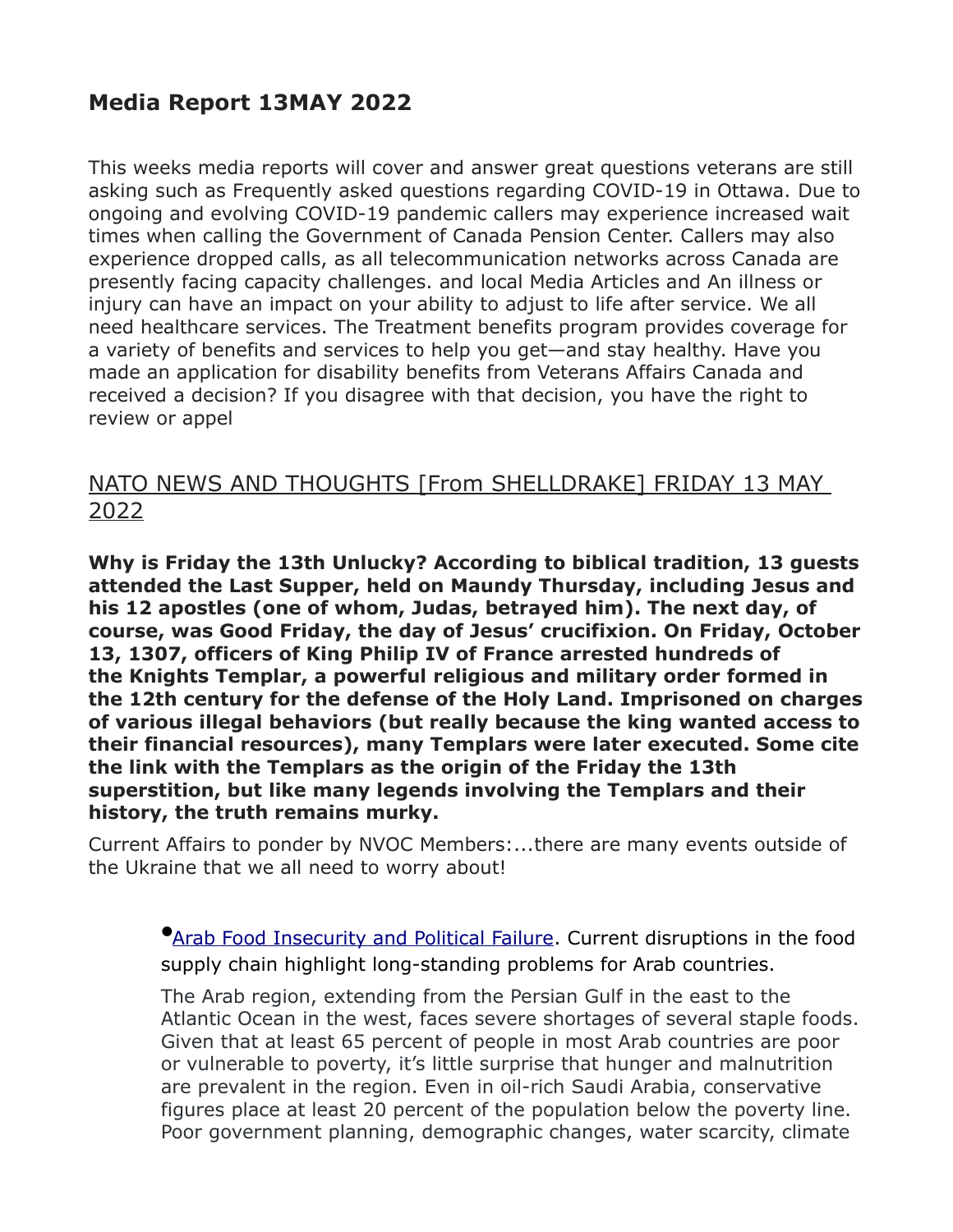## Media Report 13MAY 2022

This weeks media reports will cover and answer great questions veterans are still asking such as Frequently asked questions regarding COVID-19 in Ottawa. Due to ongoing and evolving COVID-19 pandemic callers may experience increased wait times when calling the Government of Canada Pension Center. Callers may also experience dropped calls, as all telecommunication networks across Canada are presently facing capacity challenges. and local Media Articles and An illness or injury can have an impact on your ability to adjust to life after service. We all need healthcare services. The Treatment benefits program provides coverage for a variety of benefits and services to help you get—and stay healthy. Have you made an application for disability benefits from Veterans Affairs Canada and received a decision? If you disagree with that decision, you have the right to review or appel

### NATO NEWS AND THOUGHTS [From SHELLDRAKE] FRIDAY 13 MAY 2022

**Why is Friday the 13th Unlucky? According to biblical tradition, 13 guests attended the Last Supper, held on Maundy Thursday, including Jesus and his 12 apostles (one of whom, Judas, betrayed him). The next day, of course, was Good Friday, the day of Jesus' crucifixion. On Friday, October 13, 1307, officers of King Philip IV of France arrested hundreds of the Knights Templar, a powerful religious and military order formed in the 12th century for the defense of the Holy Land. Imprisoned on charges of various illegal behaviors (but really because the king wanted access to their financial resources), many Templars were later executed. Some cite the link with the Templars as the origin of the Friday the 13th superstition, but like many legends involving the Templars and their history, the truth remains murky.**

Current Affairs to ponder by NVOC Members:...there are many events outside of the Ukraine that we all need to worry about!

> • Arab Food Insecurity and Political Failure. Current disruptions in the food supply chain highlight long-standing problems for Arab countries.
>
> The Arab region, extending from the Persian Gulf in the east to the Atlantic Ocean in the west, faces severe shortages of several staple foods. Given that at least 65 percent of people in most Arab countries are poor or vulnerable to poverty, it's little surprise that hunger and malnutrition are prevalent in the region. Even in oil-rich Saudi Arabia, conservative figures place at least 20 percent of the population below the poverty line. Poor government planning, demographic changes, water scarcity, climate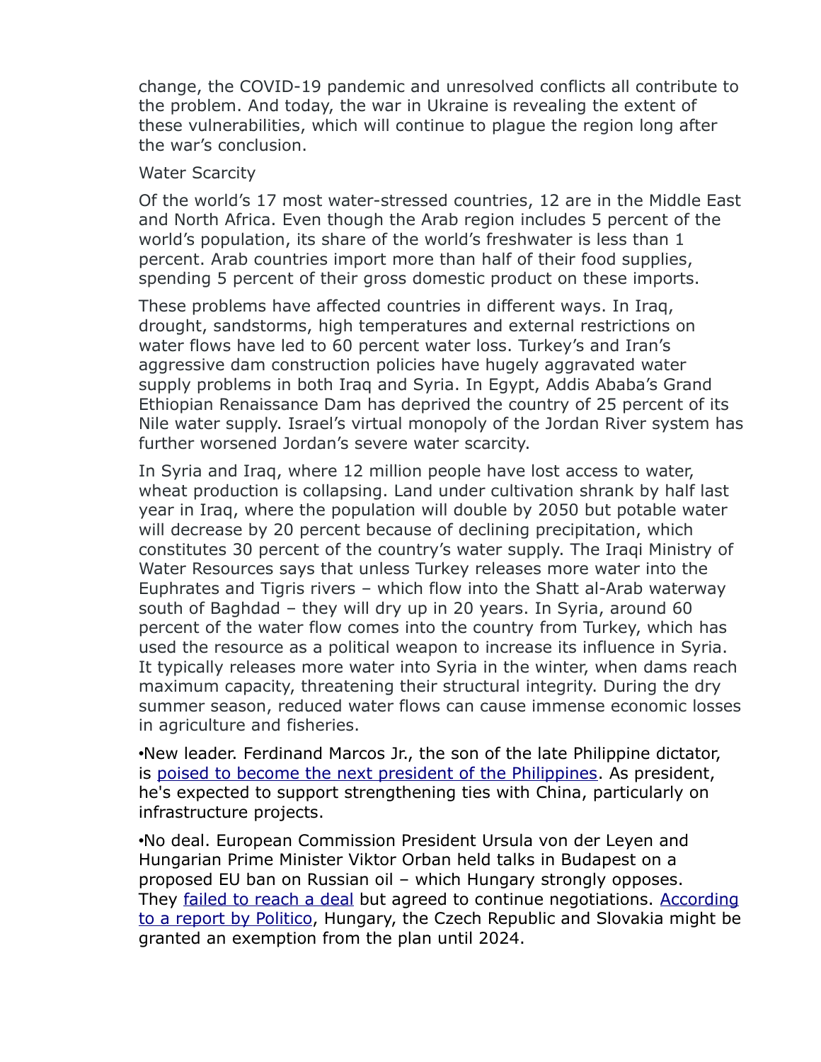change, the COVID-19 pandemic and unresolved conflicts all contribute to the problem. And today, the war in Ukraine is revealing the extent of these vulnerabilities, which will continue to plague the region long after the war's conclusion.

## Water Scarcity

Of the world's 17 most water-stressed countries, 12 are in the Middle East and North Africa. Even though the Arab region includes 5 percent of the world's population, its share of the world's freshwater is less than 1 percent. Arab countries import more than half of their food supplies, spending 5 percent of their gross domestic product on these imports.

These problems have affected countries in different ways. In Iraq, drought, sandstorms, high temperatures and external restrictions on water flows have led to 60 percent water loss. Turkey's and Iran's aggressive dam construction policies have hugely aggravated water supply problems in both Iraq and Syria. In Egypt, Addis Ababa's Grand Ethiopian Renaissance Dam has deprived the country of 25 percent of its Nile water supply. Israel's virtual monopoly of the Jordan River system has further worsened Jordan's severe water scarcity.

In Syria and Iraq, where 12 million people have lost access to water, wheat production is collapsing. Land under cultivation shrank by half last year in Iraq, where the population will double by 2050 but potable water will decrease by 20 percent because of declining precipitation, which constitutes 30 percent of the country's water supply. The Iraqi Ministry of Water Resources says that unless Turkey releases more water into the Euphrates and Tigris rivers – which flow into the Shatt al-Arab waterway south of Baghdad – they will dry up in 20 years. In Syria, around 60 percent of the water flow comes into the country from Turkey, which has used the resource as a political weapon to increase its influence in Syria. It typically releases more water into Syria in the winter, when dams reach maximum capacity, threatening their structural integrity. During the dry summer season, reduced water flows can cause immense economic losses in agriculture and fisheries.

•New leader. Ferdinand Marcos Jr., the son of the late Philippine dictator, is poised to become the next president of the Philippines. As president, he's expected to support strengthening ties with China, particularly on infrastructure projects.

•No deal. European Commission President Ursula von der Leyen and Hungarian Prime Minister Viktor Orban held talks in Budapest on a proposed EU ban on Russian oil – which Hungary strongly opposes. They failed to reach a deal but agreed to continue negotiations. According to a report by Politico, Hungary, the Czech Republic and Slovakia might be granted an exemption from the plan until 2024.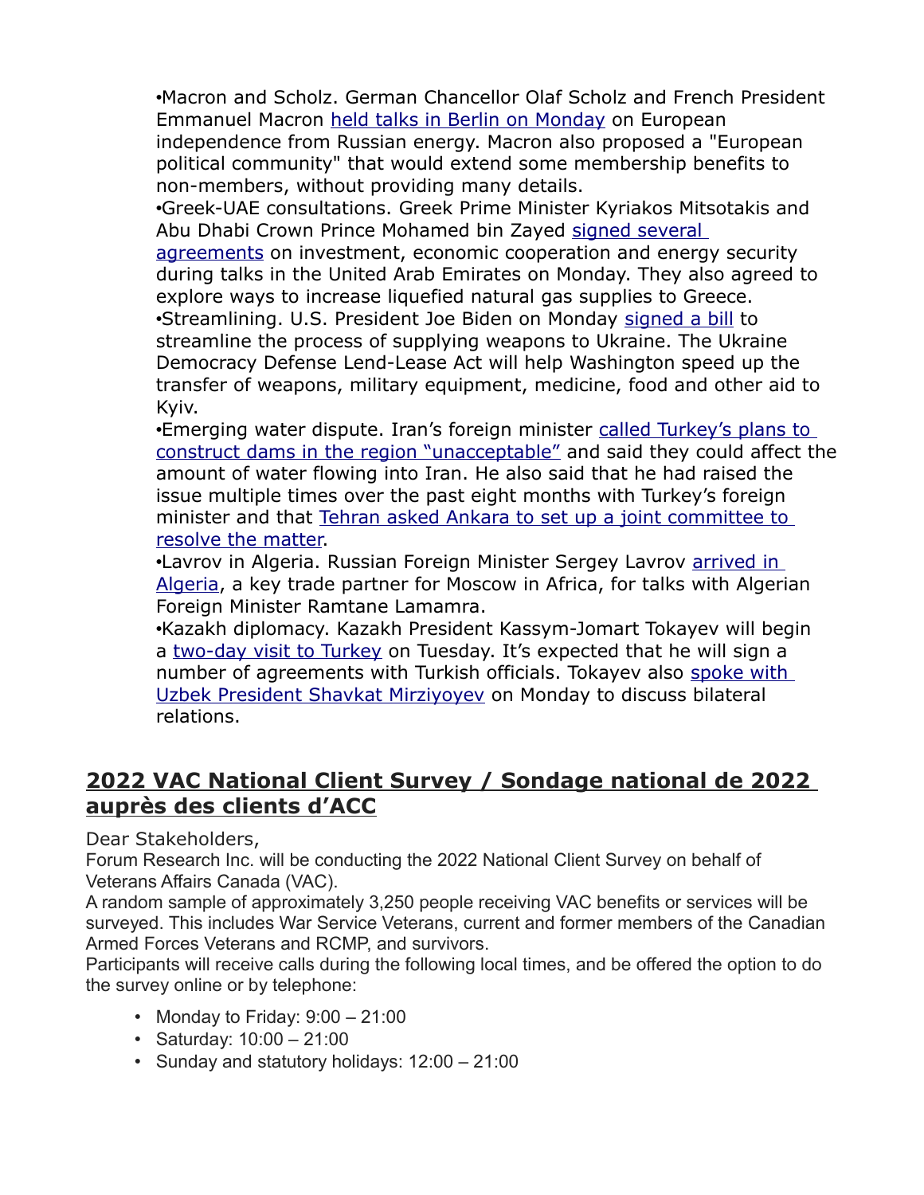•Macron and Scholz. German Chancellor Olaf Scholz and French President Emmanuel Macron held talks in Berlin on Monday on European independence from Russian energy. Macron also proposed a "European political community" that would extend some membership benefits to non-members, without providing many details.

•Greek-UAE consultations. Greek Prime Minister Kyriakos Mitsotakis and Abu Dhabi Crown Prince Mohamed bin Zayed signed several agreements on investment, economic cooperation and energy security during talks in the United Arab Emirates on Monday. They also agreed to explore ways to increase liquefied natural gas supplies to Greece.

•Streamlining. U.S. President Joe Biden on Monday signed a bill to streamline the process of supplying weapons to Ukraine. The Ukraine Democracy Defense Lend-Lease Act will help Washington speed up the transfer of weapons, military equipment, medicine, food and other aid to Kyiv.

•Emerging water dispute. Iran's foreign minister called Turkey's plans to construct dams in the region "unacceptable" and said they could affect the amount of water flowing into Iran. He also said that he had raised the issue multiple times over the past eight months with Turkey's foreign minister and that Tehran asked Ankara to set up a joint committee to resolve the matter.

•Lavrov in Algeria. Russian Foreign Minister Sergey Lavrov arrived in Algeria, a key trade partner for Moscow in Africa, for talks with Algerian Foreign Minister Ramtane Lamamra.

•Kazakh diplomacy. Kazakh President Kassym-Jomart Tokayev will begin a two-day visit to Turkey on Tuesday. It's expected that he will sign a number of agreements with Turkish officials. Tokayev also spoke with Uzbek President Shavkat Mirziyoyev on Monday to discuss bilateral relations.

## 2022 VAC National Client Survey / Sondage national de 2022 auprès des clients d'ACC

Dear Stakeholders,

Forum Research Inc. will be conducting the 2022 National Client Survey on behalf of Veterans Affairs Canada (VAC).

A random sample of approximately 3,250 people receiving VAC benefits or services will be surveyed. This includes War Service Veterans, current and former members of the Canadian Armed Forces Veterans and RCMP, and survivors.

Participants will receive calls during the following local times, and be offered the option to do the survey online or by telephone:

- Monday to Friday: 9:00 – 21:00
- Saturday: 10:00 – 21:00
- Sunday and statutory holidays: 12:00 – 21:00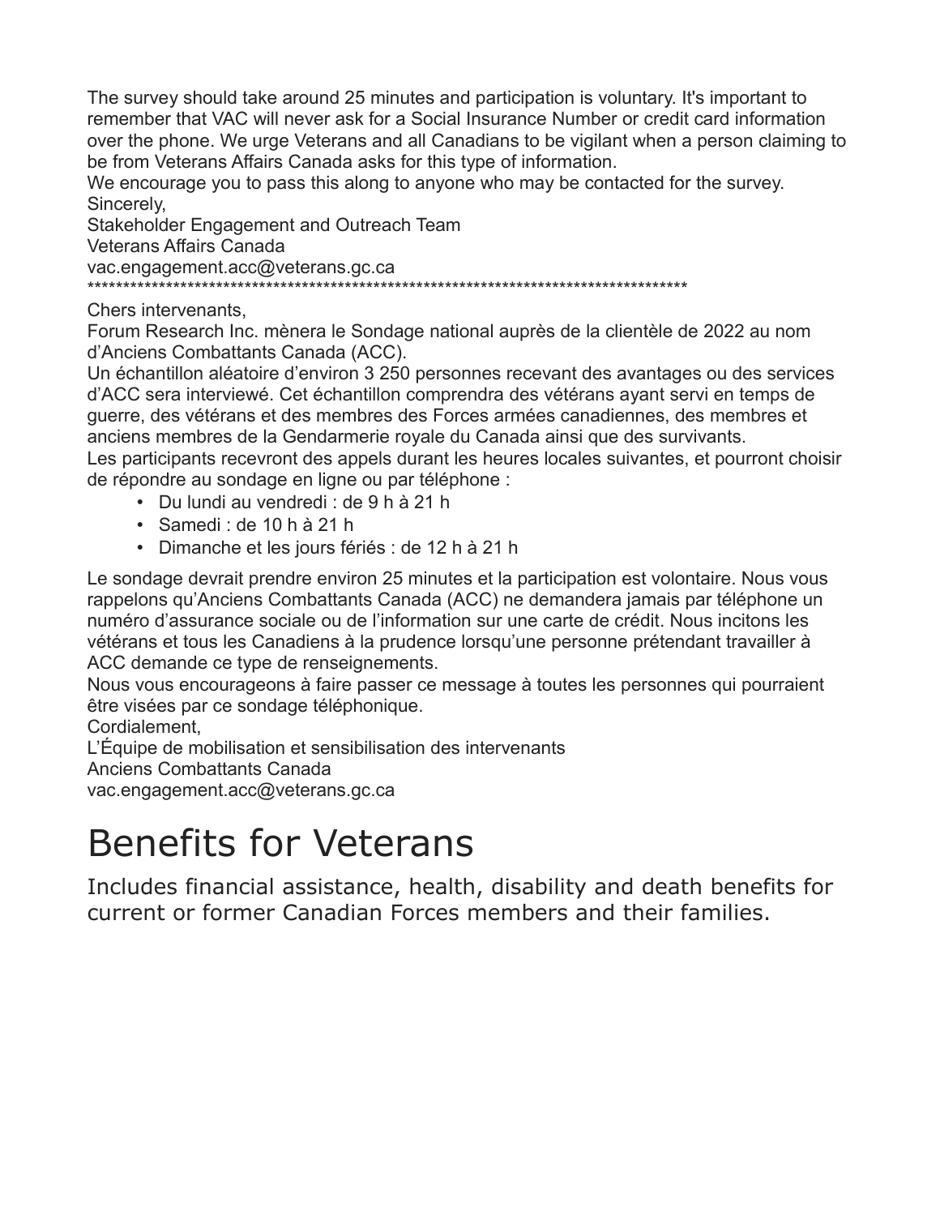The survey should take around 25 minutes and participation is voluntary. It's important to remember that VAC will never ask for a Social Insurance Number or credit card information over the phone. We urge Veterans and all Canadians to be vigilant when a person claiming to be from Veterans Affairs Canada asks for this type of information.

We encourage you to pass this along to anyone who may be contacted for the survey.

Sincerely,

Stakeholder Engagement and Outreach Team

Veterans Affairs Canada

vac.engagement.acc@veterans.gc.ca

*****************************************************************************************

Chers intervenants,

Forum Research Inc. mènera le Sondage national auprès de la clientèle de 2022 au nom d'Anciens Combattants Canada (ACC).

Un échantillon aléatoire d'environ 3 250 personnes recevant des avantages ou des services d'ACC sera interviewé. Cet échantillon comprendra des vétérans ayant servi en temps de guerre, des vétérans et des membres des Forces armées canadiennes, des membres et anciens membres de la Gendarmerie royale du Canada ainsi que des survivants.

Les participants recevront des appels durant les heures locales suivantes, et pourront choisir de répondre au sondage en ligne ou par téléphone :

- Du lundi au vendredi : de 9 h à 21 h
- Samedi : de 10 h à 21 h
- Dimanche et les jours fériés : de 12 h à 21 h

Le sondage devrait prendre environ 25 minutes et la participation est volontaire. Nous vous rappelons qu'Anciens Combattants Canada (ACC) ne demandera jamais par téléphone un numéro d'assurance sociale ou de l'information sur une carte de crédit. Nous incitons les vétérans et tous les Canadiens à la prudence lorsqu'une personne prétendant travailler à ACC demande ce type de renseignements.

Nous vous encourageons à faire passer ce message à toutes les personnes qui pourraient être visées par ce sondage téléphonique.

Cordialement,

L'Équipe de mobilisation et sensibilisation des intervenants

Anciens Combattants Canada

vac.engagement.acc@veterans.gc.ca

# Benefits for Veterans

Includes financial assistance, health, disability and death benefits for current or former Canadian Forces members and their families.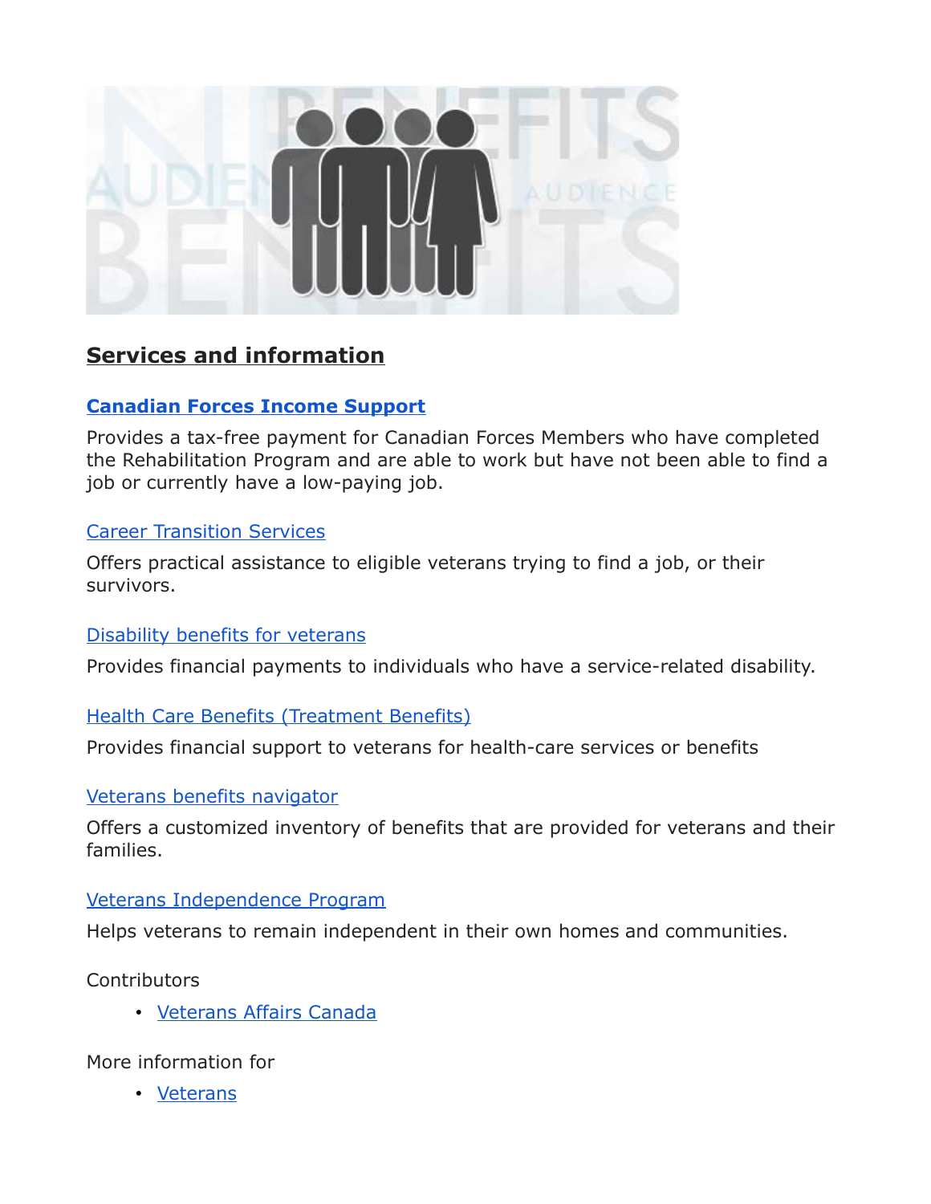## Services and information

### [Canadian Forces Income Support]

Provides a tax-free payment for Canadian Forces Members who have completed the Rehabilitation Program and are able to work but have not been able to find a job or currently have a low-paying job.

[Career Transition Services]

Offers practical assistance to eligible veterans trying to find a job, or their survivors.

[Disability benefits for veterans]

Provides financial payments to individuals who have a service-related disability.

[Health Care Benefits (Treatment Benefits)]

Provides financial support to veterans for health-care services or benefits

[Veterans benefits navigator]

Offers a customized inventory of benefits that are provided for veterans and their families.

[Veterans Independence Program]

Helps veterans to remain independent in their own homes and communities.

Contributors

- [Veterans Affairs Canada]

More information for

- [Veterans]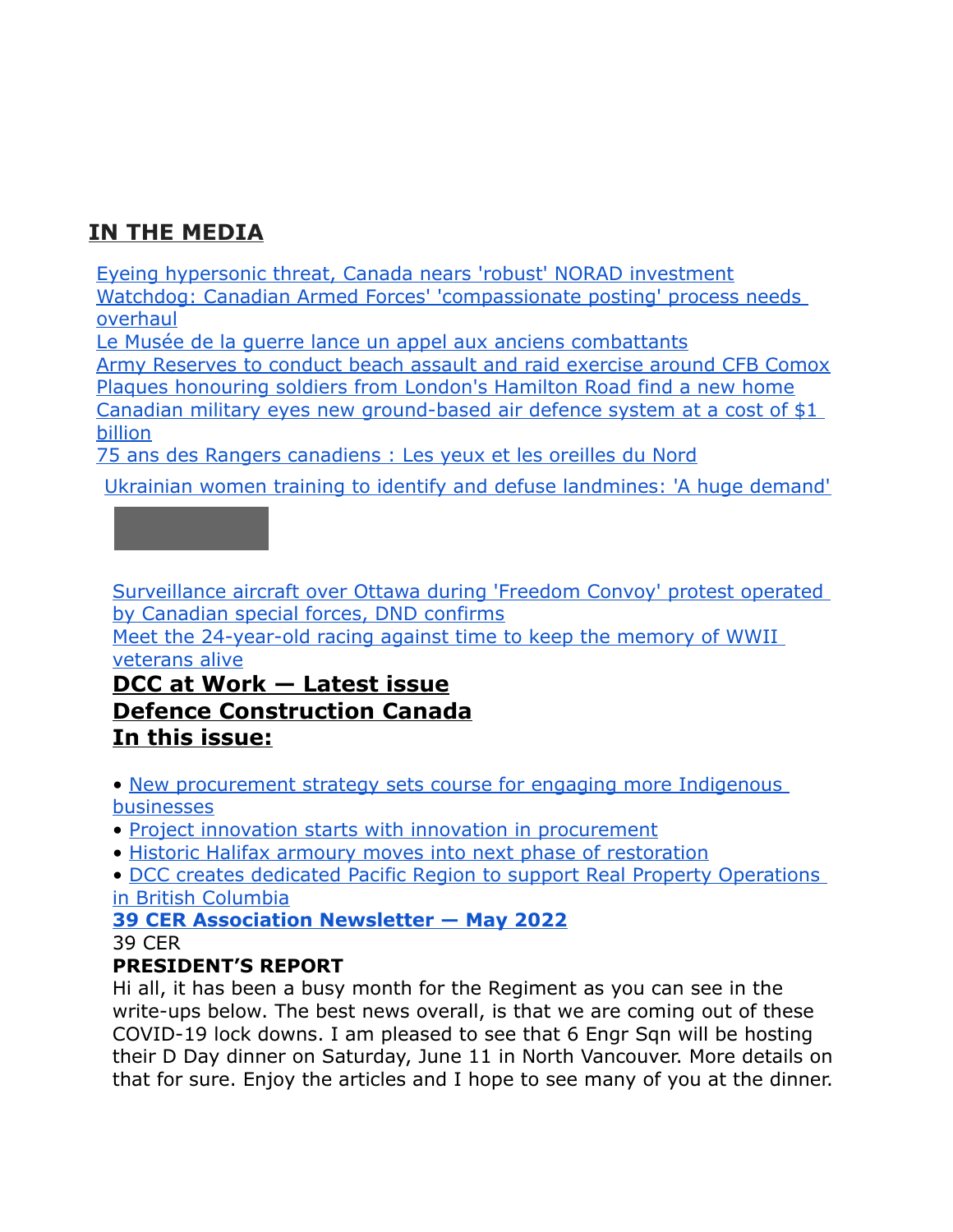## IN THE MEDIA

Eyeing hypersonic threat, Canada nears 'robust' NORAD investment
Watchdog: Canadian Armed Forces' 'compassionate posting' process needs overhaul
Le Musée de la guerre lance un appel aux anciens combattants
Army Reserves to conduct beach assault and raid exercise around CFB Comox
Plaques honouring soldiers from London's Hamilton Road find a new home
Canadian military eyes new ground-based air defence system at a cost of $1 billion
75 ans des Rangers canadiens : Les yeux et les oreilles du Nord

Ukrainian women training to identify and defuse landmines: 'A huge demand'

Surveillance aircraft over Ottawa during 'Freedom Convoy' protest operated by Canadian special forces, DND confirms
Meet the 24-year-old racing against time to keep the memory of WWII veterans alive

## DCC at Work — Latest issue
## Defence Construction Canada
## In this issue:

- New procurement strategy sets course for engaging more Indigenous businesses
- Project innovation starts with innovation in procurement
- Historic Halifax armoury moves into next phase of restoration
- DCC creates dedicated Pacific Region to support Real Property Operations in British Columbia

**39 CER Association Newsletter — May 2022**

39 CER

**PRESIDENT'S REPORT**

Hi all, it has been a busy month for the Regiment as you can see in the write-ups below. The best news overall, is that we are coming out of these COVID-19 lock downs. I am pleased to see that 6 Engr Sqn will be hosting their D Day dinner on Saturday, June 11 in North Vancouver. More details on that for sure. Enjoy the articles and I hope to see many of you at the dinner.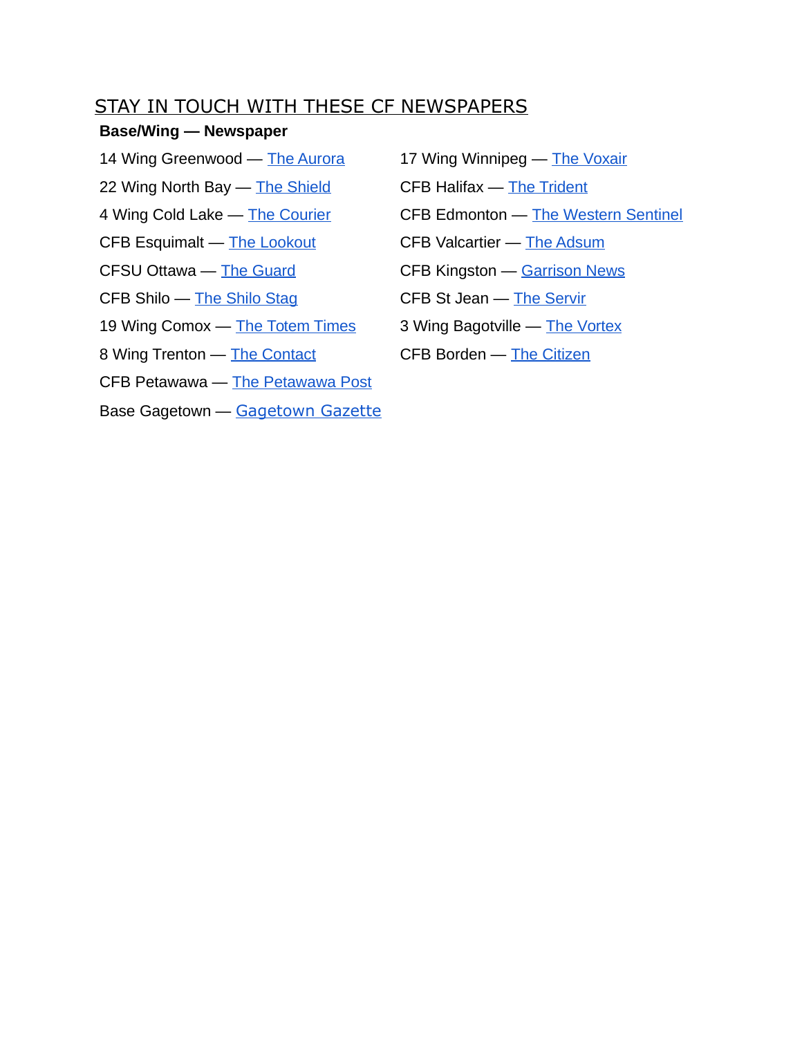## STAY IN TOUCH WITH THESE CF NEWSPAPERS

**Base/Wing — Newspaper**

14 Wing Greenwood — The Aurora

22 Wing North Bay — The Shield

4 Wing Cold Lake — The Courier

CFB Esquimalt — The Lookout

CFSU Ottawa — The Guard

CFB Shilo — The Shilo Stag

19 Wing Comox — The Totem Times

8 Wing Trenton — The Contact

CFB Petawawa — The Petawawa Post

Base Gagetown — Gagetown Gazette

17 Wing Winnipeg — The Voxair

CFB Halifax — The Trident

CFB Edmonton — The Western Sentinel

CFB Valcartier — The Adsum

CFB Kingston — Garrison News

CFB St Jean — The Servir

3 Wing Bagotville — The Vortex

CFB Borden — The Citizen